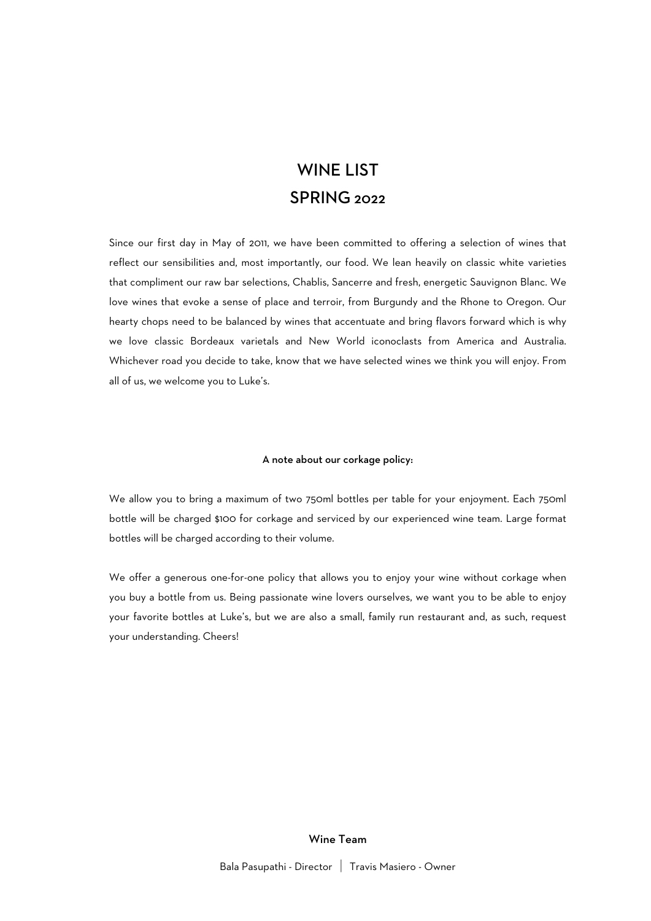# WINE LIST
# SPRING 2022

Since our first day in May of 2011, we have been committed to offering a selection of wines that reflect our sensibilities and, most importantly, our food. We lean heavily on classic white varieties that compliment our raw bar selections, Chablis, Sancerre and fresh, energetic Sauvignon Blanc. We love wines that evoke a sense of place and terroir, from Burgundy and the Rhone to Oregon. Our hearty chops need to be balanced by wines that accentuate and bring flavors forward which is why we love classic Bordeaux varietals and New World iconoclasts from America and Australia. Whichever road you decide to take, know that we have selected wines we think you will enjoy. From all of us, we welcome you to Luke's.

**A note about our corkage policy:**

We allow you to bring a maximum of two 750ml bottles per table for your enjoyment. Each 750ml bottle will be charged $100 for corkage and serviced by our experienced wine team. Large format bottles will be charged according to their volume.

We offer a generous one-for-one policy that allows you to enjoy your wine without corkage when you buy a bottle from us. Being passionate wine lovers ourselves, we want you to be able to enjoy your favorite bottles at Luke's, but we are also a small, family run restaurant and, as such, request your understanding. Cheers!

**Wine Team**

Bala Pasupathi - Director | Travis Masiero - Owner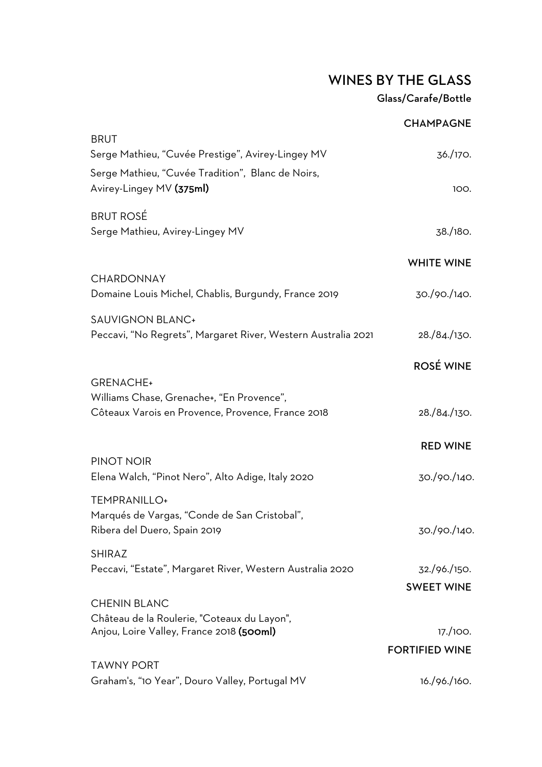# WINES BY THE GLASS

Glass/Carafe/Bottle

## CHAMPAGNE

BRUT

Serge Mathieu, “Cuvée Prestige”, Avirey-Lingey MV — 36./170.

Serge Mathieu, “Cuvée Tradition”, Blanc de Noirs, Avirey-Lingey MV **(375ml)** — 100.

BRUT ROSÉ

Serge Mathieu, Avirey-Lingey MV — 38./180.

## WHITE WINE

CHARDONNAY

Domaine Louis Michel, Chablis, Burgundy, France 2019 — 30./90./140.

SAUVIGNON BLANC+

Peccavi, “No Regrets”, Margaret River, Western Australia 2021 — 28./84./130.

## ROSÉ WINE

GRENACHE+

Williams Chase, Grenache+, “En Provence”, Côteaux Varois en Provence, Provence, France 2018 — 28./84./130.

## RED WINE

PINOT NOIR

Elena Walch, “Pinot Nero”, Alto Adige, Italy 2020 — 30./90./140.

TEMPRANILLO+

Marqués de Vargas, “Conde de San Cristobal”, Ribera del Duero, Spain 2019 — 30./90./140.

SHIRAZ

Peccavi, “Estate”, Margaret River, Western Australia 2020 — 32./96./150.

## SWEET WINE

CHENIN BLANC

Château de la Roulerie, "Coteaux du Layon", Anjou, Loire Valley, France 2018 **(500ml)** — 17./100.

## FORTIFIED WINE

TAWNY PORT

Graham's, “10 Year”, Douro Valley, Portugal MV — 16./96./160.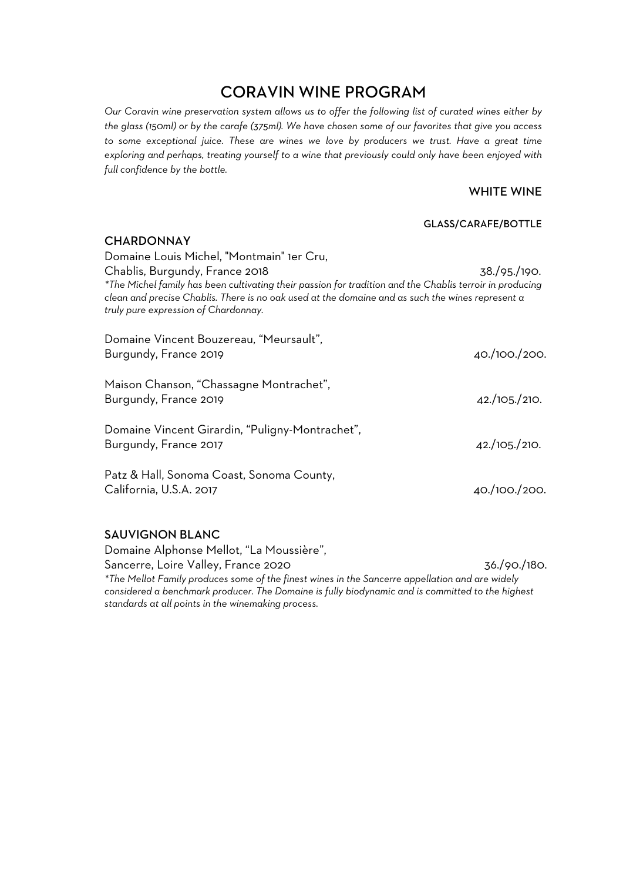# CORAVIN WINE PROGRAM

*Our Coravin wine preservation system allows us to offer the following list of curated wines either by the glass (150ml) or by the carafe (375ml). We have chosen some of our favorites that give you access to some exceptional juice. These are wines we love by producers we trust. Have a great time exploring and perhaps, treating yourself to a wine that previously could only have been enjoyed with full confidence by the bottle.*

## WHITE WINE

GLASS/CARAFE/BOTTLE

### CHARDONNAY

Domaine Louis Michel, "Montmain" 1er Cru,
Chablis, Burgundy, France 2018 — 38./95./190.

*\*The Michel family has been cultivating their passion for tradition and the Chablis terroir in producing clean and precise Chablis. There is no oak used at the domaine and as such the wines represent a truly pure expression of Chardonnay.*

Domaine Vincent Bouzereau, "Meursault",
Burgundy, France 2019 — 40./100./200.

Maison Chanson, "Chassagne Montrachet",
Burgundy, France 2019 — 42./105./210.

Domaine Vincent Girardin, "Puligny-Montrachet",
Burgundy, France 2017 — 42./105./210.

Patz & Hall, Sonoma Coast, Sonoma County,
California, U.S.A. 2017 — 40./100./200.

### SAUVIGNON BLANC

Domaine Alphonse Mellot, "La Moussière",
Sancerre, Loire Valley, France 2020 — 36./90./180.

*\*The Mellot Family produces some of the finest wines in the Sancerre appellation and are widely considered a benchmark producer. The Domaine is fully biodynamic and is committed to the highest standards at all points in the winemaking process.*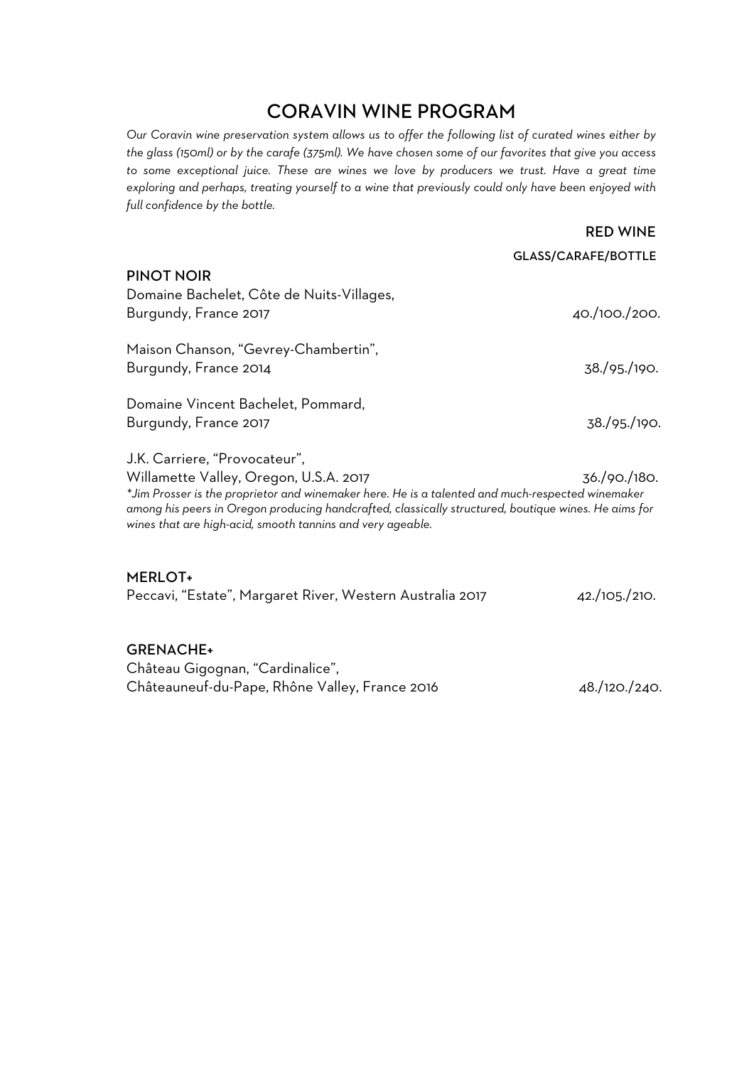# CORAVIN WINE PROGRAM

*Our Coravin wine preservation system allows us to offer the following list of curated wines either by the glass (150ml) or by the carafe (375ml). We have chosen some of our favorites that give you access to some exceptional juice. These are wines we love by producers we trust. Have a great time exploring and perhaps, treating yourself to a wine that previously could only have been enjoyed with full confidence by the bottle.*

## RED WINE

GLASS/CARAFE/BOTTLE

### PINOT NOIR

Domaine Bachelet, Côte de Nuits-Villages,
Burgundy, France 2017 — 40./100./200.

Maison Chanson, "Gevrey-Chambertin",
Burgundy, France 2014 — 38./95./190.

Domaine Vincent Bachelet, Pommard,
Burgundy, France 2017 — 38./95./190.

J.K. Carriere, "Provocateur",
Willamette Valley, Oregon, U.S.A. 2017 — 36./90./180.

*\*Jim Prosser is the proprietor and winemaker here. He is a talented and much-respected winemaker among his peers in Oregon producing handcrafted, classically structured, boutique wines. He aims for wines that are high-acid, smooth tannins and very ageable.*

### MERLOT+

Peccavi, "Estate", Margaret River, Western Australia 2017 — 42./105./210.

### GRENACHE+

Château Gigognan, "Cardinalice",
Châteauneuf-du-Pape, Rhône Valley, France 2016 — 48./120./240.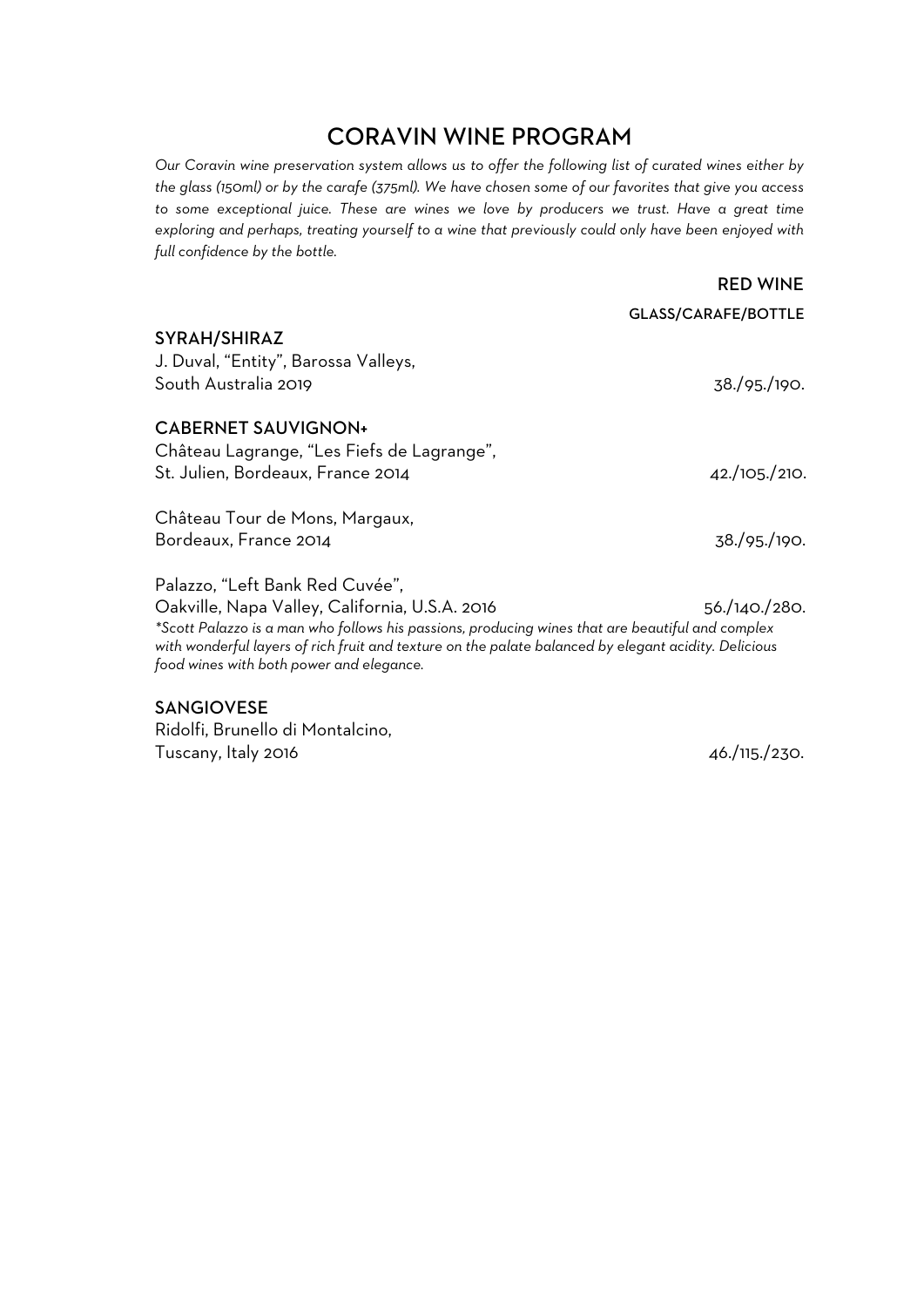# CORAVIN WINE PROGRAM

*Our Coravin wine preservation system allows us to offer the following list of curated wines either by the glass (150ml) or by the carafe (375ml). We have chosen some of our favorites that give you access to some exceptional juice. These are wines we love by producers we trust. Have a great time exploring and perhaps, treating yourself to a wine that previously could only have been enjoyed with full confidence by the bottle.*

## RED WINE

GLASS/CARAFE/BOTTLE

### SYRAH/SHIRAZ

J. Duval, "Entity", Barossa Valleys,
South Australia 2019 — 38./95./190.

### CABERNET SAUVIGNON+

Château Lagrange, "Les Fiefs de Lagrange",
St. Julien, Bordeaux, France 2014 — 42./105./210.

Château Tour de Mons, Margaux,
Bordeaux, France 2014 — 38./95./190.

Palazzo, "Left Bank Red Cuvée",
Oakville, Napa Valley, California, U.S.A. 2016 — 56./140./280.

*\*Scott Palazzo is a man who follows his passions, producing wines that are beautiful and complex with wonderful layers of rich fruit and texture on the palate balanced by elegant acidity. Delicious food wines with both power and elegance.*

### SANGIOVESE

Ridolfi, Brunello di Montalcino,
Tuscany, Italy 2016 — 46./115./230.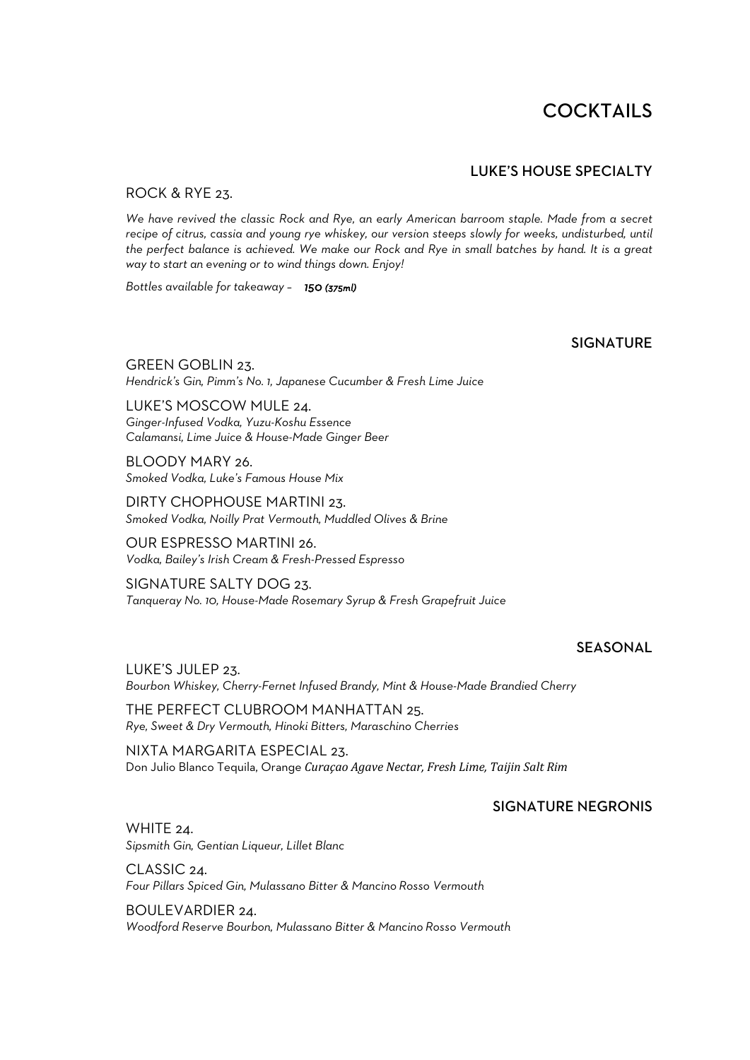# COCKTAILS

## LUKE'S HOUSE SPECIALTY

ROCK & RYE 23.

*We have revived the classic Rock and Rye, an early American barroom staple. Made from a secret recipe of citrus, cassia and young rye whiskey, our version steeps slowly for weeks, undisturbed, until the perfect balance is achieved. We make our Rock and Rye in small batches by hand. It is a great way to start an evening or to wind things down. Enjoy!*

*Bottles available for takeaway – **150 (375ml)***

## SIGNATURE

GREEN GOBLIN 23.
*Hendrick's Gin, Pimm's No. 1, Japanese Cucumber & Fresh Lime Juice*

LUKE'S MOSCOW MULE 24.
*Ginger-Infused Vodka, Yuzu-Koshu Essence*
*Calamansi, Lime Juice & House-Made Ginger Beer*

BLOODY MARY 26.
*Smoked Vodka, Luke's Famous House Mix*

DIRTY CHOPHOUSE MARTINI 23.
*Smoked Vodka, Noilly Prat Vermouth, Muddled Olives & Brine*

OUR ESPRESSO MARTINI 26.
*Vodka, Bailey's Irish Cream & Fresh-Pressed Espresso*

SIGNATURE SALTY DOG 23.
*Tanqueray No. 10, House-Made Rosemary Syrup & Fresh Grapefruit Juice*

## SEASONAL

LUKE'S JULEP 23.
*Bourbon Whiskey, Cherry-Fernet Infused Brandy, Mint & House-Made Brandied Cherry*

THE PERFECT CLUBROOM MANHATTAN 25.
*Rye, Sweet & Dry Vermouth, Hinoki Bitters, Maraschino Cherries*

NIXTA MARGARITA ESPECIAL 23.
Don Julio Blanco Tequila, Orange *Curaçao Agave Nectar, Fresh Lime, Taijin Salt Rim*

## SIGNATURE NEGRONIS

WHITE 24.
*Sipsmith Gin, Gentian Liqueur, Lillet Blanc*

CLASSIC 24.
*Four Pillars Spiced Gin, Mulassano Bitter & Mancino Rosso Vermouth*

BOULEVARDIER 24.
*Woodford Reserve Bourbon, Mulassano Bitter & Mancino Rosso Vermouth*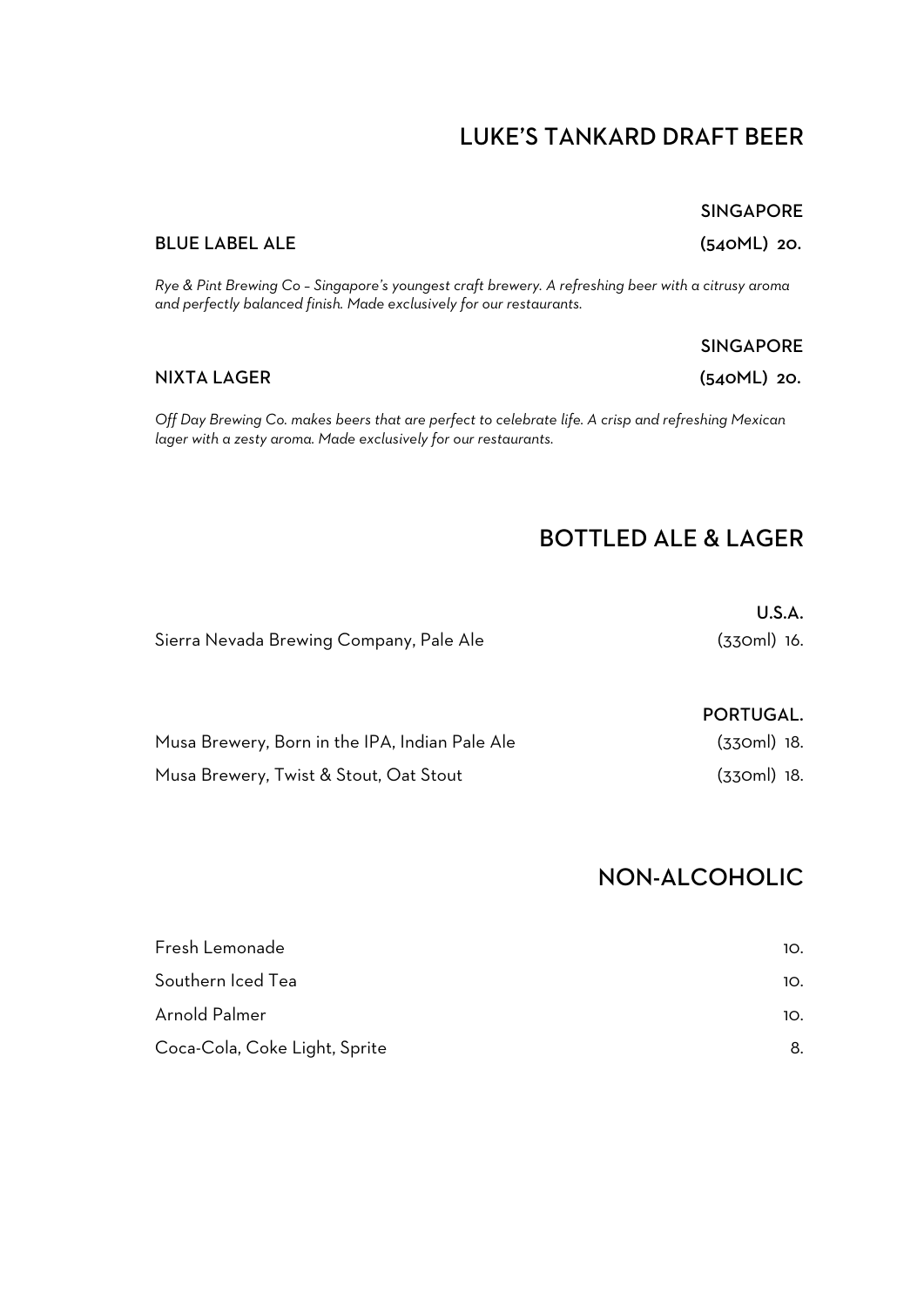## LUKE'S TANKARD DRAFT BEER

**SINGAPORE**

**BLUE LABEL ALE** **(540ML) 20.**

*Rye & Pint Brewing Co – Singapore's youngest craft brewery. A refreshing beer with a citrusy aroma and perfectly balanced finish. Made exclusively for our restaurants.*

**SINGAPORE**

**NIXTA LAGER** **(540ML) 20.**

*Off Day Brewing Co. makes beers that are perfect to celebrate life. A crisp and refreshing Mexican lager with a zesty aroma. Made exclusively for our restaurants.*

## BOTTLED ALE & LAGER

**U.S.A.**

Sierra Nevada Brewing Company, Pale Ale (330ml) 16.

**PORTUGAL.**

Musa Brewery, Born in the IPA, Indian Pale Ale (330ml) 18.

Musa Brewery, Twist & Stout, Oat Stout (330ml) 18.

## NON-ALCOHOLIC

Fresh Lemonade 10.

Southern Iced Tea 10.

Arnold Palmer 10.

Coca-Cola, Coke Light, Sprite 8.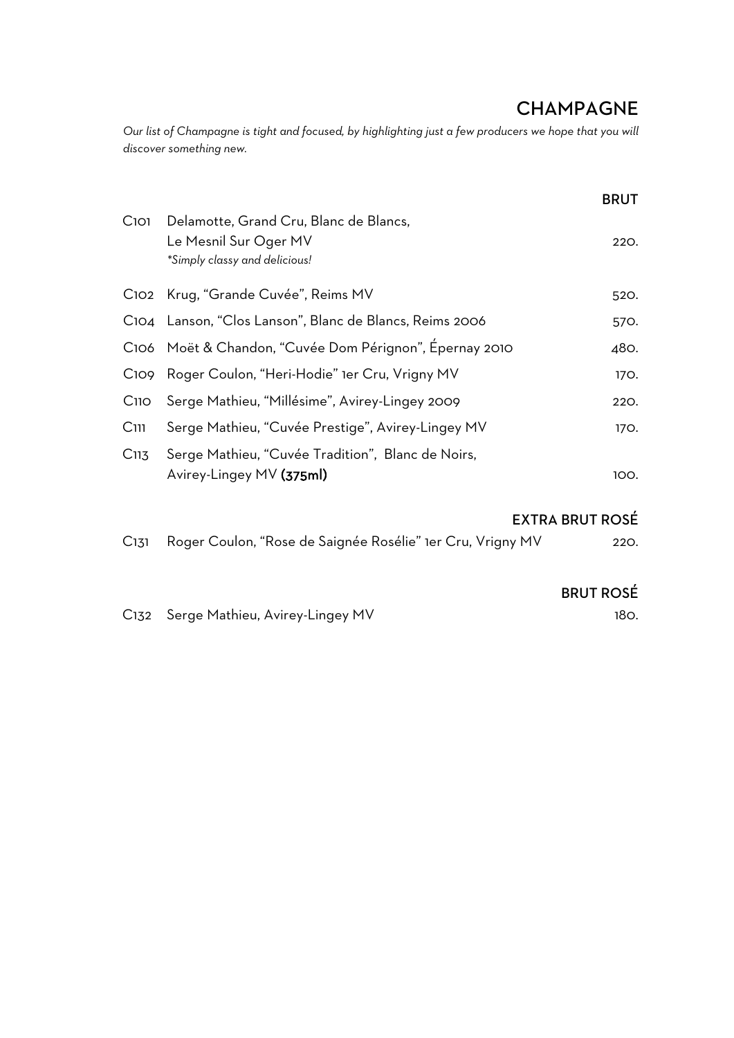# CHAMPAGNE

*Our list of Champagne is tight and focused, by highlighting just a few producers we hope that you will discover something new.*

## BRUT

| | | |
|---|---|---|
| C101 | Delamotte, Grand Cru, Blanc de Blancs, Le Mesnil Sur Oger MV *\*Simply classy and delicious!* | 220. |
| C102 | Krug, "Grande Cuvée", Reims MV | 520. |
| C104 | Lanson, "Clos Lanson", Blanc de Blancs, Reims 2006 | 570. |
| C106 | Moët & Chandon, "Cuvée Dom Pérignon", Épernay 2010 | 480. |
| C109 | Roger Coulon, "Heri-Hodie" 1er Cru, Vrigny MV | 170. |
| C110 | Serge Mathieu, "Millésime", Avirey-Lingey 2009 | 220. |
| C111 | Serge Mathieu, "Cuvée Prestige", Avirey-Lingey MV | 170. |
| C113 | Serge Mathieu, "Cuvée Tradition", Blanc de Noirs, Avirey-Lingey MV **(375ml)** | 100. |

## EXTRA BRUT ROSÉ

| | | |
|---|---|---|
| C131 | Roger Coulon, "Rose de Saignée Rosélie" 1er Cru, Vrigny MV | 220. |

## BRUT ROSÉ

| | | |
|---|---|---|
| C132 | Serge Mathieu, Avirey-Lingey MV | 180. |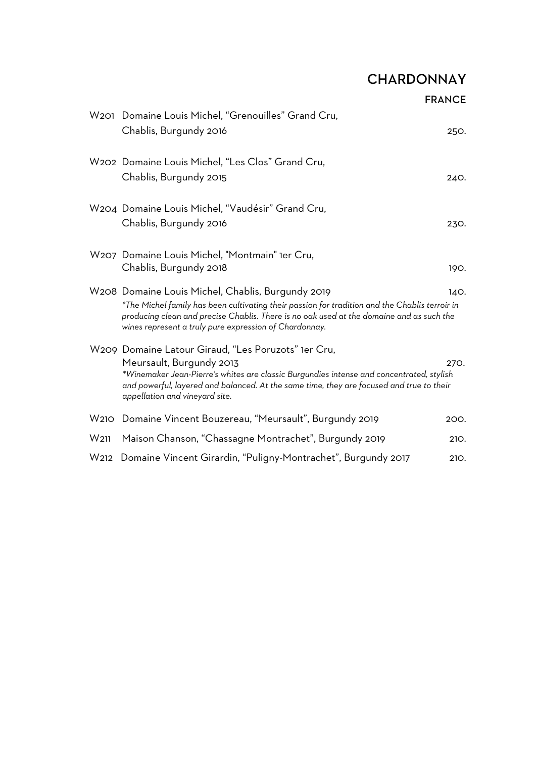# CHARDONNAY

## FRANCE

W201 Domaine Louis Michel, "Grenouilles" Grand Cru,
Chablis, Burgundy 2016 — 250.

W202 Domaine Louis Michel, "Les Clos" Grand Cru,
Chablis, Burgundy 2015 — 240.

W204 Domaine Louis Michel, "Vaudésir" Grand Cru,
Chablis, Burgundy 2016 — 230.

W207 Domaine Louis Michel, "Montmain" 1er Cru,
Chablis, Burgundy 2018 — 190.

W208 Domaine Louis Michel, Chablis, Burgundy 2019 — 140.
*\*The Michel family has been cultivating their passion for tradition and the Chablis terroir in producing clean and precise Chablis. There is no oak used at the domaine and as such the wines represent a truly pure expression of Chardonnay.*

W209 Domaine Latour Giraud, "Les Poruzots" 1er Cru,
Meursault, Burgundy 2013 — 270.
*\*Winemaker Jean-Pierre's whites are classic Burgundies intense and concentrated, stylish and powerful, layered and balanced. At the same time, they are focused and true to their appellation and vineyard site.*

W210 Domaine Vincent Bouzereau, "Meursault", Burgundy 2019 — 200.

W211 Maison Chanson, "Chassagne Montrachet", Burgundy 2019 — 210.

W212 Domaine Vincent Girardin, "Puligny-Montrachet", Burgundy 2017 — 210.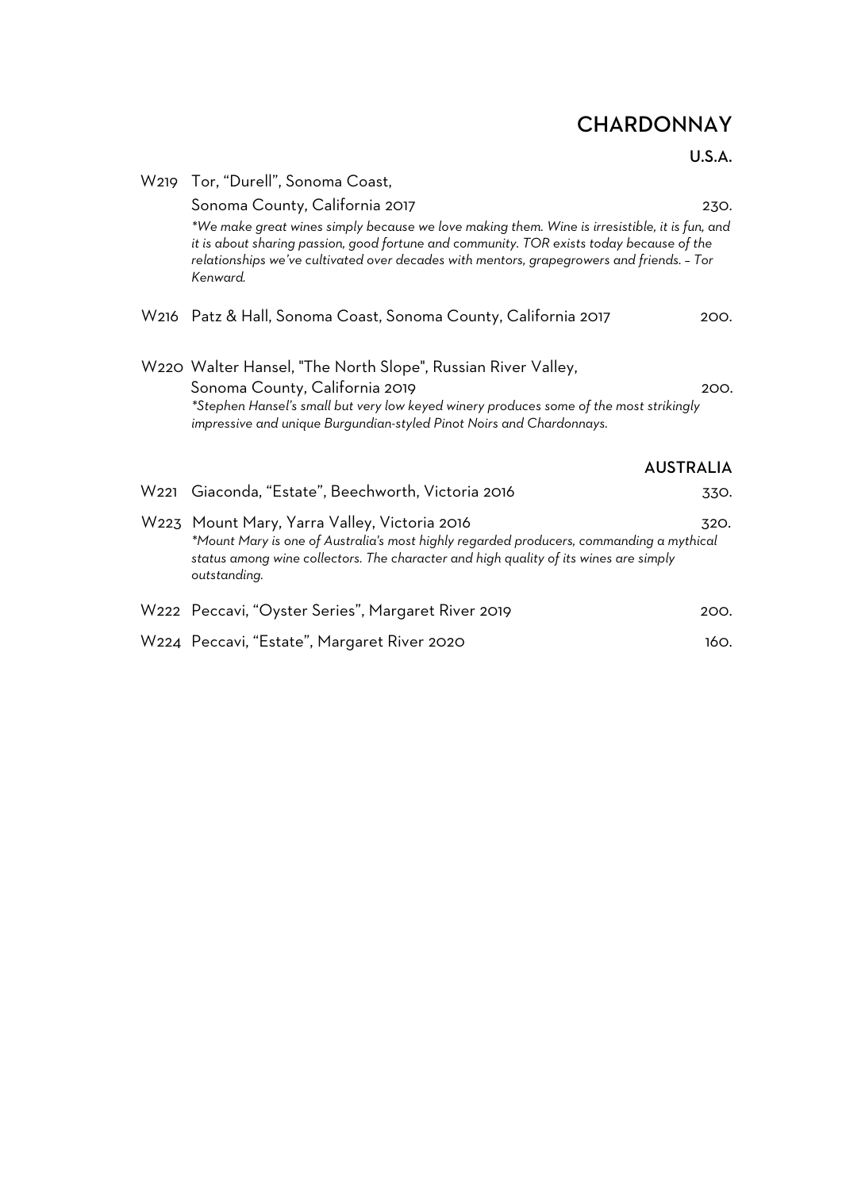# CHARDONNAY

## U.S.A.

W219 Tor, "Durell", Sonoma Coast, Sonoma County, California 2017 — 230.

*\*We make great wines simply because we love making them. Wine is irresistible, it is fun, and it is about sharing passion, good fortune and community. TOR exists today because of the relationships we've cultivated over decades with mentors, grapegrowers and friends. – Tor Kenward.*

W216 Patz & Hall, Sonoma Coast, Sonoma County, California 2017 — 200.

W220 Walter Hansel, "The North Slope", Russian River Valley, Sonoma County, California 2019 — 200.

*\*Stephen Hansel's small but very low keyed winery produces some of the most strikingly impressive and unique Burgundian-styled Pinot Noirs and Chardonnays.*

## AUSTRALIA

W221 Giaconda, "Estate", Beechworth, Victoria 2016 — 330.

W223 Mount Mary, Yarra Valley, Victoria 2016 — 320.

*\*Mount Mary is one of Australia's most highly regarded producers, commanding a mythical status among wine collectors. The character and high quality of its wines are simply outstanding.*

W222 Peccavi, "Oyster Series", Margaret River 2019 — 200.

W224 Peccavi, "Estate", Margaret River 2020 — 160.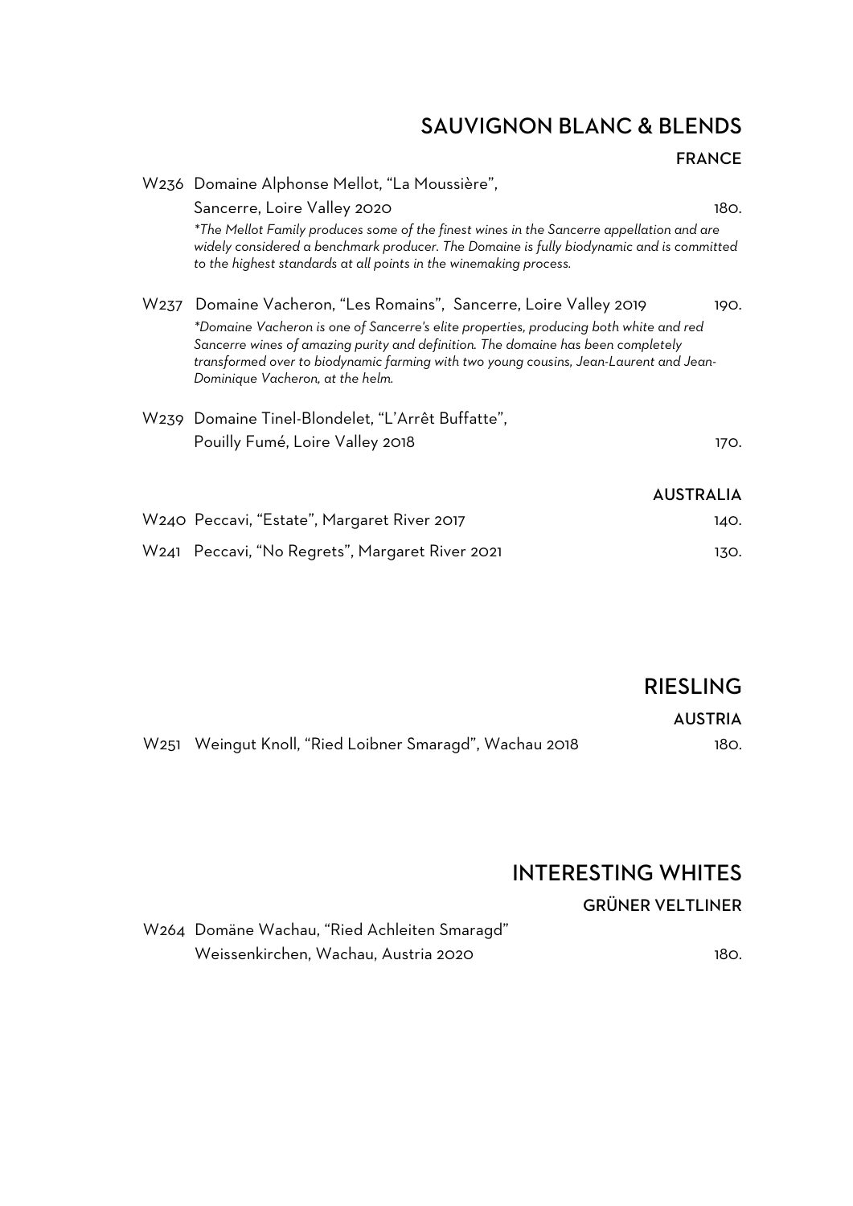## SAUVIGNON BLANC & BLENDS

### FRANCE

W236 Domaine Alphonse Mellot, "La Moussière",
Sancerre, Loire Valley 2020 — 180.

*\*The Mellot Family produces some of the finest wines in the Sancerre appellation and are widely considered a benchmark producer. The Domaine is fully biodynamic and is committed to the highest standards at all points in the winemaking process.*

W237 Domaine Vacheron, "Les Romains", Sancerre, Loire Valley 2019 — 190.

*\*Domaine Vacheron is one of Sancerre's elite properties, producing both white and red Sancerre wines of amazing purity and definition. The domaine has been completely transformed over to biodynamic farming with two young cousins, Jean-Laurent and Jean-Dominique Vacheron, at the helm.*

W239 Domaine Tinel-Blondelet, "L'Arrêt Buffatte",
Pouilly Fumé, Loire Valley 2018 — 170.

### AUSTRALIA

W240 Peccavi, "Estate", Margaret River 2017 — 140.

W241 Peccavi, "No Regrets", Margaret River 2021 — 130.

## RIESLING

### AUSTRIA

W251 Weingut Knoll, "Ried Loibner Smaragd", Wachau 2018 — 180.

## INTERESTING WHITES

### GRÜNER VELTLINER

W264 Domäne Wachau, "Ried Achleiten Smaragd"
Weissenkirchen, Wachau, Austria 2020 — 180.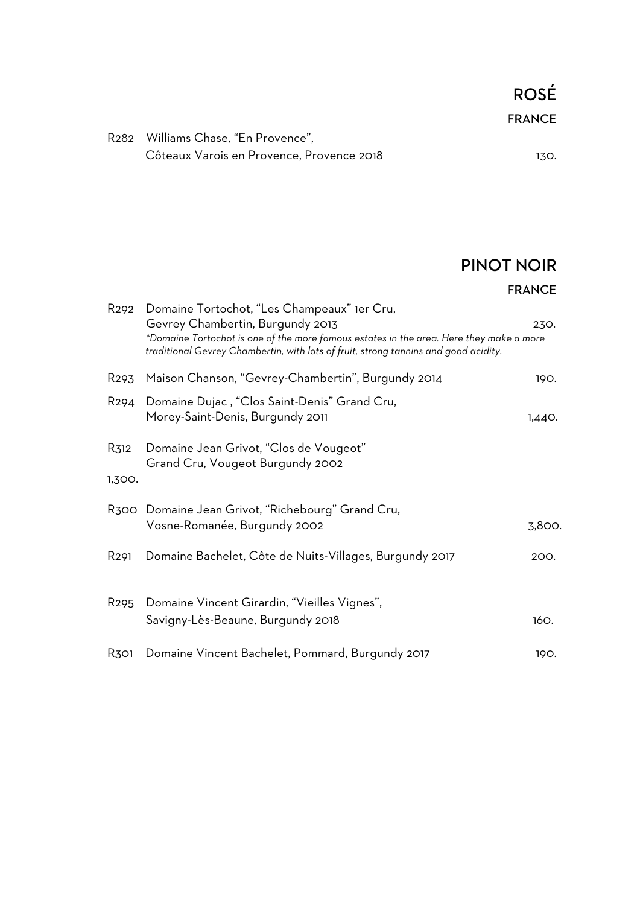# ROSÉ

## FRANCE

R282 Williams Chase, "En Provence",
Côteaux Varois en Provence, Provence 2018 130.

# PINOT NOIR

## FRANCE

R292 Domaine Tortochot, "Les Champeaux" 1er Cru,
Gevrey Chambertin, Burgundy 2013 230.
*\*Domaine Tortochot is one of the more famous estates in the area. Here they make a more traditional Gevrey Chambertin, with lots of fruit, strong tannins and good acidity.*

R293 Maison Chanson, "Gevrey-Chambertin", Burgundy 2014 190.

R294 Domaine Dujac , "Clos Saint-Denis" Grand Cru,
Morey-Saint-Denis, Burgundy 2011 1,440.

R312 Domaine Jean Grivot, "Clos de Vougeot"
Grand Cru, Vougeot Burgundy 2002
1,300.

R300 Domaine Jean Grivot, "Richebourg" Grand Cru,
Vosne-Romanée, Burgundy 2002 3,800.

R291 Domaine Bachelet, Côte de Nuits-Villages, Burgundy 2017 200.

R295 Domaine Vincent Girardin, "Vieilles Vignes",
Savigny-Lès-Beaune, Burgundy 2018 160.

R301 Domaine Vincent Bachelet, Pommard, Burgundy 2017 190.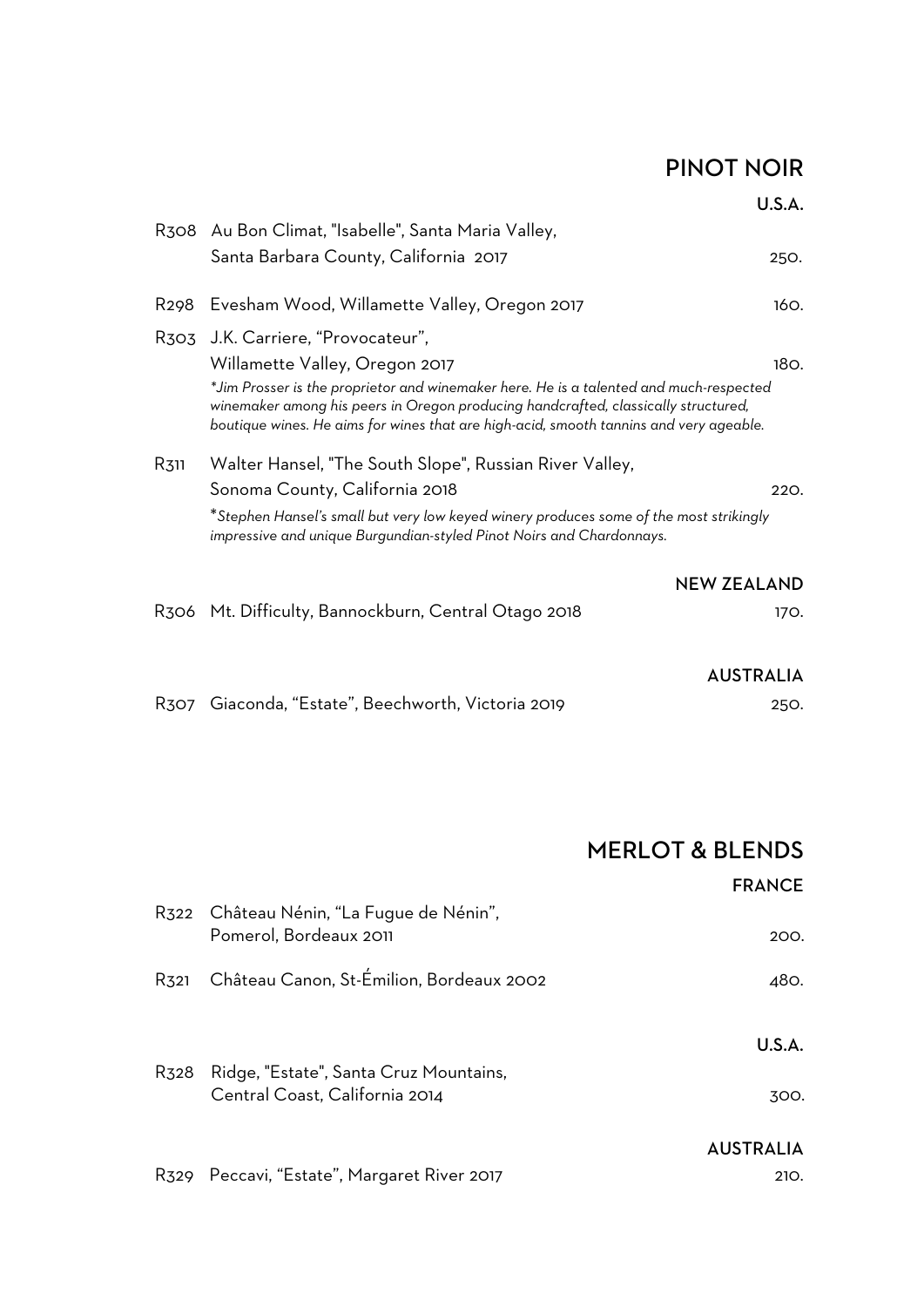## PINOT NOIR

### U.S.A.

R308 Au Bon Climat, "Isabelle", Santa Maria Valley,
Santa Barbara County, California 2017 — 250.

R298 Evesham Wood, Willamette Valley, Oregon 2017 — 160.

R303 J.K. Carriere, "Provocateur",
Willamette Valley, Oregon 2017 — 180.

*\*Jim Prosser is the proprietor and winemaker here. He is a talented and much-respected winemaker among his peers in Oregon producing handcrafted, classically structured, boutique wines. He aims for wines that are high-acid, smooth tannins and very ageable.*

R311 Walter Hansel, "The South Slope", Russian River Valley,
Sonoma County, California 2018 — 220.

*\*Stephen Hansel's small but very low keyed winery produces some of the most strikingly impressive and unique Burgundian-styled Pinot Noirs and Chardonnays.*

### NEW ZEALAND

R306 Mt. Difficulty, Bannockburn, Central Otago 2018 — 170.

### AUSTRALIA

R307 Giaconda, "Estate", Beechworth, Victoria 2019 — 250.

## MERLOT & BLENDS

### FRANCE

R322 Château Nénin, "La Fugue de Nénin",
Pomerol, Bordeaux 2011 — 200.

R321 Château Canon, St-Émilion, Bordeaux 2002 — 480.

### U.S.A.

R328 Ridge, "Estate", Santa Cruz Mountains,
Central Coast, California 2014 — 300.

### AUSTRALIA

R329 Peccavi, "Estate", Margaret River 2017 — 210.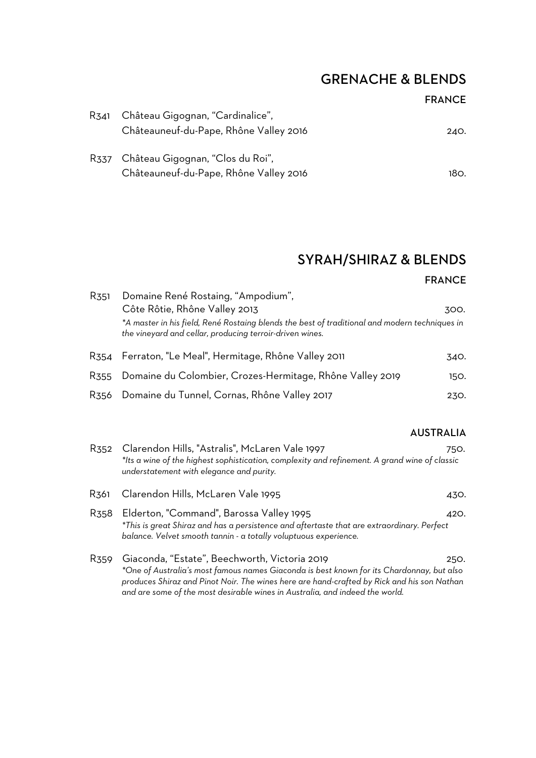## GRENACHE & BLENDS

### FRANCE

R341 Château Gigognan, "Cardinalice",
Châteauneuf-du-Pape, Rhône Valley 2016 — 240.

R337 Château Gigognan, "Clos du Roi",
Châteauneuf-du-Pape, Rhône Valley 2016 — 180.

## SYRAH/SHIRAZ & BLENDS

### FRANCE

R351 Domaine René Rostaing, "Ampodium",
Côte Rôtie, Rhône Valley 2013 — 300.
*\*A master in his field, René Rostaing blends the best of traditional and modern techniques in the vineyard and cellar, producing terroir-driven wines.*

R354 Ferraton, "Le Meal", Hermitage, Rhône Valley 2011 — 340.

R355 Domaine du Colombier, Crozes-Hermitage, Rhône Valley 2019 — 150.

R356 Domaine du Tunnel, Cornas, Rhône Valley 2017 — 230.

### AUSTRALIA

R352 Clarendon Hills, "Astralis", McLaren Vale 1997 — 750.
*\*Its a wine of the highest sophistication, complexity and refinement. A grand wine of classic understatement with elegance and purity.*

R361 Clarendon Hills, McLaren Vale 1995 — 430.

R358 Elderton, "Command", Barossa Valley 1995 — 420.
*\*This is great Shiraz and has a persistence and aftertaste that are extraordinary. Perfect balance. Velvet smooth tannin - a totally voluptuous experience.*

R359 Giaconda, "Estate", Beechworth, Victoria 2019 — 250.
*\*One of Australia's most famous names Giaconda is best known for its Chardonnay, but also produces Shiraz and Pinot Noir. The wines here are hand-crafted by Rick and his son Nathan and are some of the most desirable wines in Australia, and indeed the world.*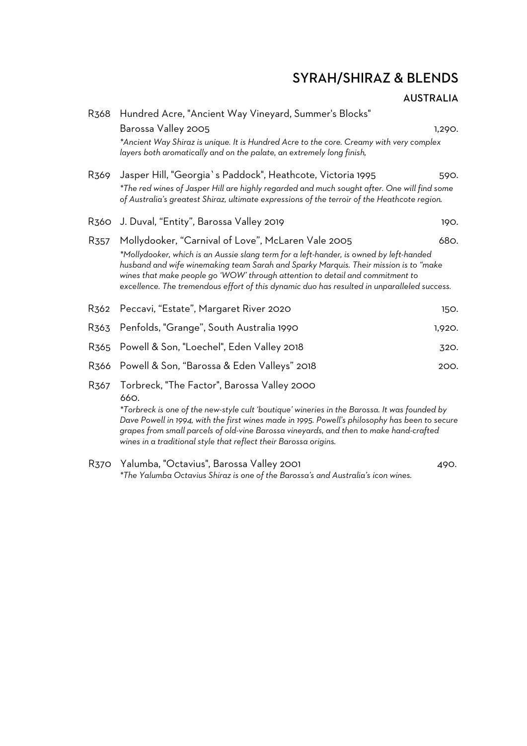# SYRAH/SHIRAZ & BLENDS

## AUSTRALIA

R368 Hundred Acre, "Ancient Way Vineyard, Summer's Blocks" Barossa Valley 2005 — 1,290.

*\*Ancient Way Shiraz is unique. It is Hundred Acre to the core. Creamy with very complex layers both aromatically and on the palate, an extremely long finish,*

R369 Jasper Hill, "Georgia`s Paddock", Heathcote, Victoria 1995 — 590.

*\*The red wines of Jasper Hill are highly regarded and much sought after. One will find some of Australia's greatest Shiraz, ultimate expressions of the terroir of the Heathcote region.*

R360 J. Duval, "Entity", Barossa Valley 2019 — 190.

R357 Mollydooker, "Carnival of Love", McLaren Vale 2005 — 680.

*\*Mollydooker, which is an Aussie slang term for a left-hander, is owned by left-handed husband and wife winemaking team Sarah and Sparky Marquis. Their mission is to "make wines that make people go 'WOW' through attention to detail and commitment to excellence. The tremendous effort of this dynamic duo has resulted in unparalleled success.*

R362 Peccavi, "Estate", Margaret River 2020 — 150.

R363 Penfolds, "Grange", South Australia 1990 — 1,920.

R365 Powell & Son, "Loechel", Eden Valley 2018 — 320.

R366 Powell & Son, "Barossa & Eden Valleys" 2018 — 200.

R367 Torbreck, "The Factor", Barossa Valley 2000 — 660.

*\*Torbreck is one of the new-style cult 'boutique' wineries in the Barossa. It was founded by Dave Powell in 1994, with the first wines made in 1995. Powell's philosophy has been to secure grapes from small parcels of old-vine Barossa vineyards, and then to make hand-crafted wines in a traditional style that reflect their Barossa origins.*

R370 Yalumba, "Octavius", Barossa Valley 2001 — 490.

*\*The Yalumba Octavius Shiraz is one of the Barossa's and Australia's icon wines.*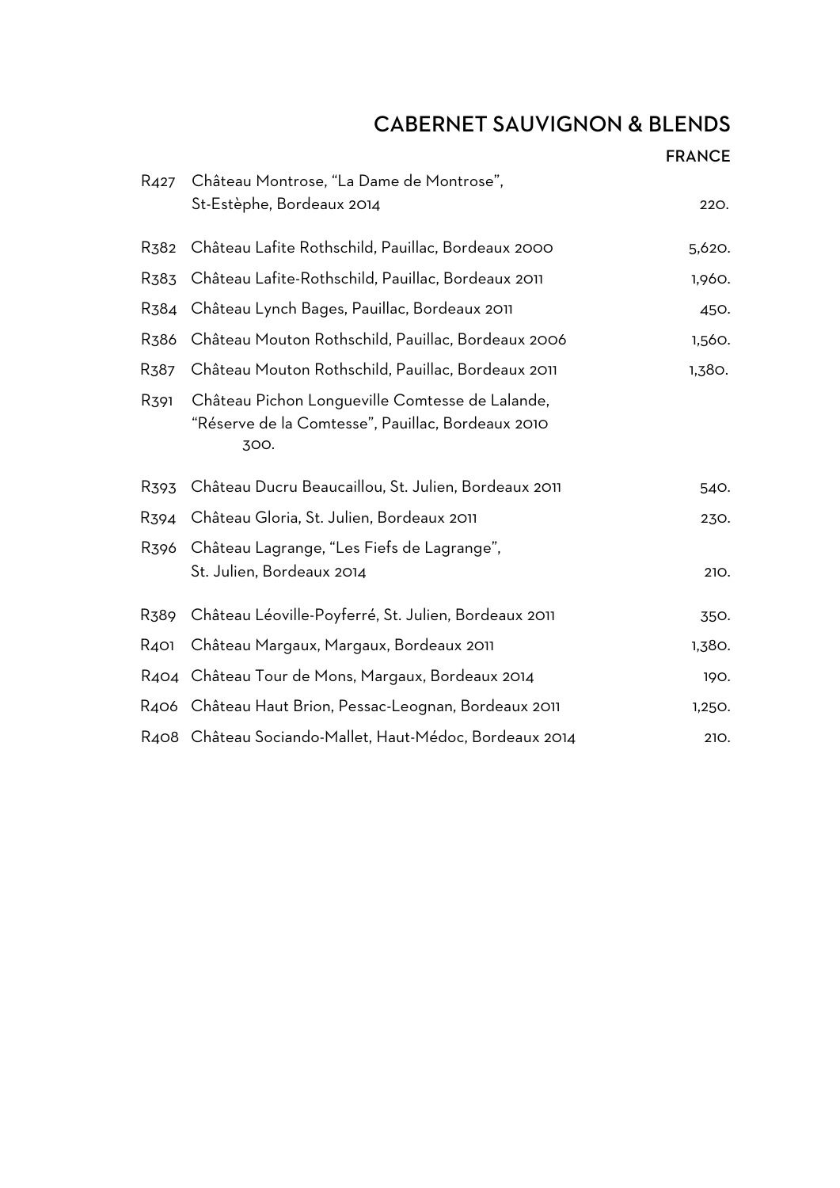## CABERNET SAUVIGNON & BLENDS

### FRANCE

| | | |
|---|---|---|
| R427 | Château Montrose, "La Dame de Montrose", St-Estèphe, Bordeaux 2014 | 220. |
| R382 | Château Lafite Rothschild, Pauillac, Bordeaux 2000 | 5,620. |
| R383 | Château Lafite-Rothschild, Pauillac, Bordeaux 2011 | 1,960. |
| R384 | Château Lynch Bages, Pauillac, Bordeaux 2011 | 450. |
| R386 | Château Mouton Rothschild, Pauillac, Bordeaux 2006 | 1,560. |
| R387 | Château Mouton Rothschild, Pauillac, Bordeaux 2011 | 1,380. |
| R391 | Château Pichon Longueville Comtesse de Lalande, "Réserve de la Comtesse", Pauillac, Bordeaux 2010 | 300. |
| R393 | Château Ducru Beaucaillou, St. Julien, Bordeaux 2011 | 540. |
| R394 | Château Gloria, St. Julien, Bordeaux 2011 | 230. |
| R396 | Château Lagrange, "Les Fiefs de Lagrange", St. Julien, Bordeaux 2014 | 210. |
| R389 | Château Léoville-Poyferré, St. Julien, Bordeaux 2011 | 350. |
| R401 | Château Margaux, Margaux, Bordeaux 2011 | 1,380. |
| R404 | Château Tour de Mons, Margaux, Bordeaux 2014 | 190. |
| R406 | Château Haut Brion, Pessac-Leognan, Bordeaux 2011 | 1,250. |
| R408 | Château Sociando-Mallet, Haut-Médoc, Bordeaux 2014 | 210. |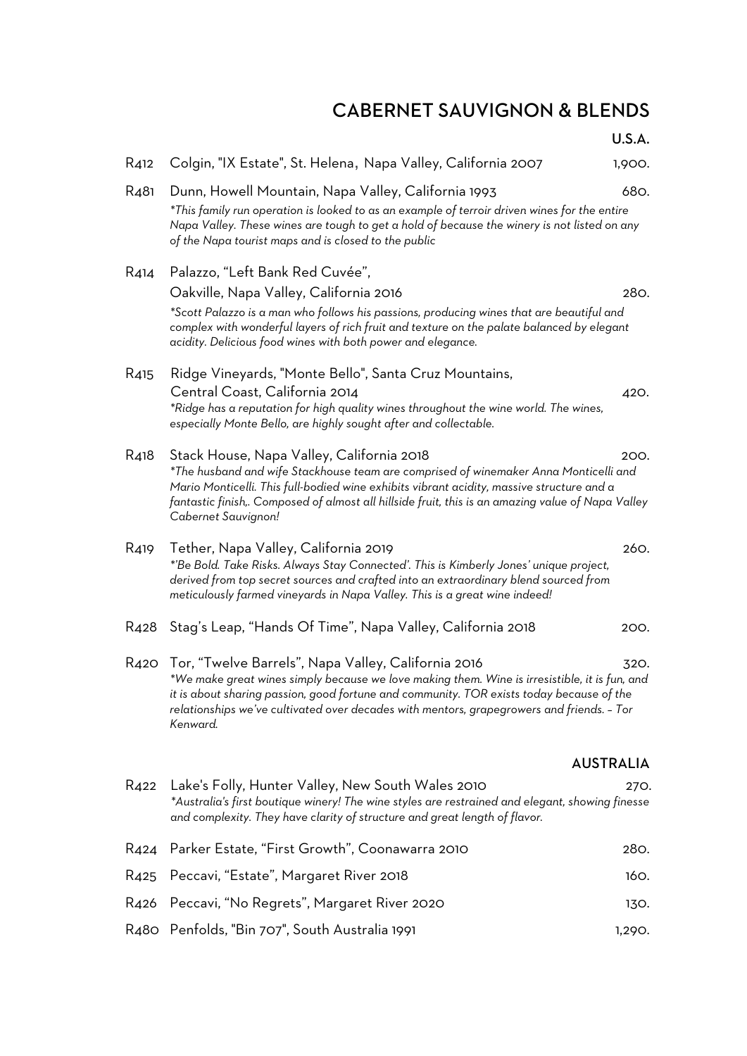# CABERNET SAUVIGNON & BLENDS

### U.S.A.

R412 Colgin, "IX Estate", St. Helena, Napa Valley, California 2007 — 1,900.

R481 Dunn, Howell Mountain, Napa Valley, California 1993 — 680.
*This family run operation is looked to as an example of terroir driven wines for the entire Napa Valley. These wines are tough to get a hold of because the winery is not listed on any of the Napa tourist maps and is closed to the public*

R414 Palazzo, "Left Bank Red Cuvée", Oakville, Napa Valley, California 2016 — 280.
*Scott Palazzo is a man who follows his passions, producing wines that are beautiful and complex with wonderful layers of rich fruit and texture on the palate balanced by elegant acidity. Delicious food wines with both power and elegance.*

R415 Ridge Vineyards, "Monte Bello", Santa Cruz Mountains, Central Coast, California 2014 — 420.
*Ridge has a reputation for high quality wines throughout the wine world. The wines, especially Monte Bello, are highly sought after and collectable.*

R418 Stack House, Napa Valley, California 2018 — 200.
*The husband and wife Stackhouse team are comprised of winemaker Anna Monticelli and Mario Monticelli. This full-bodied wine exhibits vibrant acidity, massive structure and a fantastic finish,. Composed of almost all hillside fruit, this is an amazing value of Napa Valley Cabernet Sauvignon!*

R419 Tether, Napa Valley, California 2019 — 260.
*'Be Bold. Take Risks. Always Stay Connected'. This is Kimberly Jones' unique project, derived from top secret sources and crafted into an extraordinary blend sourced from meticulously farmed vineyards in Napa Valley. This is a great wine indeed!*

R428 Stag's Leap, "Hands Of Time", Napa Valley, California 2018 — 200.

R420 Tor, "Twelve Barrels", Napa Valley, California 2016 — 320.
*We make great wines simply because we love making them. Wine is irresistible, it is fun, and it is about sharing passion, good fortune and community. TOR exists today because of the relationships we've cultivated over decades with mentors, grapegrowers and friends. – Tor Kenward.*

### AUSTRALIA

R422 Lake's Folly, Hunter Valley, New South Wales 2010 — 270.
*Australia's first boutique winery! The wine styles are restrained and elegant, showing finesse and complexity. They have clarity of structure and great length of flavor.*

R424 Parker Estate, "First Growth", Coonawarra 2010 — 280.

R425 Peccavi, "Estate", Margaret River 2018 — 160.

R426 Peccavi, "No Regrets", Margaret River 2020 — 130.

R480 Penfolds, "Bin 707", South Australia 1991 — 1,290.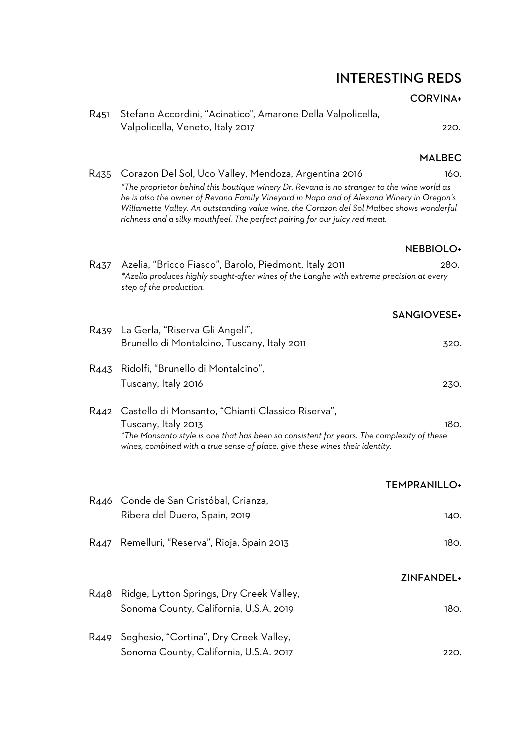# INTERESTING REDS

### CORVINA+

R451 Stefano Accordini, "Acinatico", Amarone Della Valpolicella, Valpolicella, Veneto, Italy 2017 — 220.

### MALBEC

R435 Corazon Del Sol, Uco Valley, Mendoza, Argentina 2016 — 160.

*\*The proprietor behind this boutique winery Dr. Revana is no stranger to the wine world as he is also the owner of Revana Family Vineyard in Napa and of Alexana Winery in Oregon's Willamette Valley. An outstanding value wine, the Corazon del Sol Malbec shows wonderful richness and a silky mouthfeel. The perfect pairing for our juicy red meat.*

### NEBBIOLO+

R437 Azelia, "Bricco Fiasco", Barolo, Piedmont, Italy 2011 — 280.

*\*Azelia produces highly sought-after wines of the Langhe with extreme precision at every step of the production.*

### SANGIOVESE+

R439 La Gerla, "Riserva Gli Angeli", Brunello di Montalcino, Tuscany, Italy 2011 — 320.

R443 Ridolfi, "Brunello di Montalcino", Tuscany, Italy 2016 — 230.

R442 Castello di Monsanto, "Chianti Classico Riserva", Tuscany, Italy 2013 — 180.

*\*The Monsanto style is one that has been so consistent for years. The complexity of these wines, combined with a true sense of place, give these wines their identity.*

### TEMPRANILLO+

R446 Conde de San Cristóbal, Crianza, Ribera del Duero, Spain, 2019 — 140.

R447 Remelluri, "Reserva", Rioja, Spain 2013 — 180.

### ZINFANDEL+

R448 Ridge, Lytton Springs, Dry Creek Valley, Sonoma County, California, U.S.A. 2019 — 180.

R449 Seghesio, "Cortina", Dry Creek Valley, Sonoma County, California, U.S.A. 2017 — 220.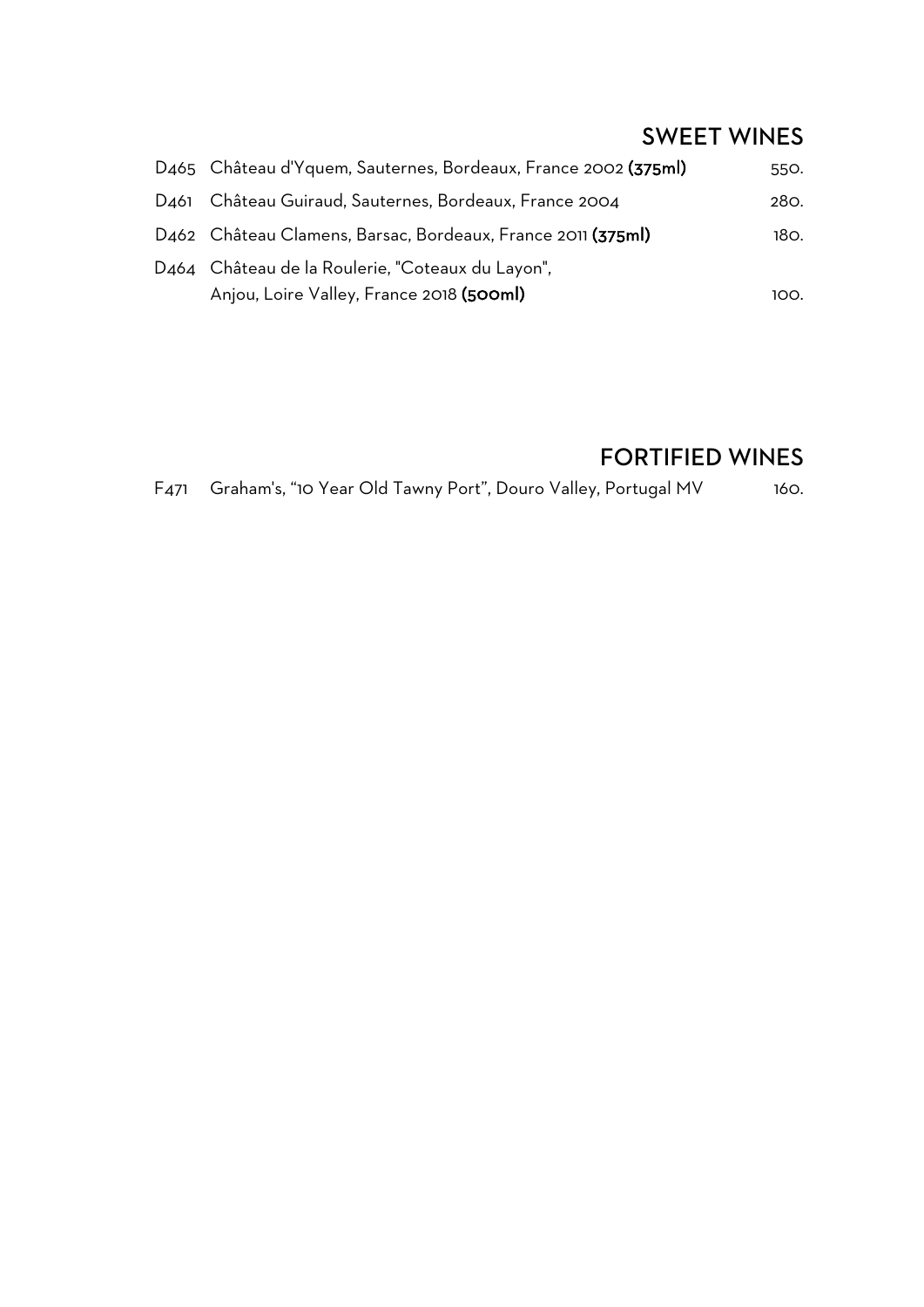## SWEET WINES

| | | |
|---|---|---|
| D465 | Château d'Yquem, Sauternes, Bordeaux, France 2002 **(375ml)** | 550. |
| D461 | Château Guiraud, Sauternes, Bordeaux, France 2004 | 280. |
| D462 | Château Clamens, Barsac, Bordeaux, France 2011 **(375ml)** | 180. |
| D464 | Château de la Roulerie, "Coteaux du Layon", Anjou, Loire Valley, France 2018 **(500ml)** | 100. |

## FORTIFIED WINES

| | | |
|---|---|---|
| F471 | Graham's, "10 Year Old Tawny Port", Douro Valley, Portugal MV | 160. |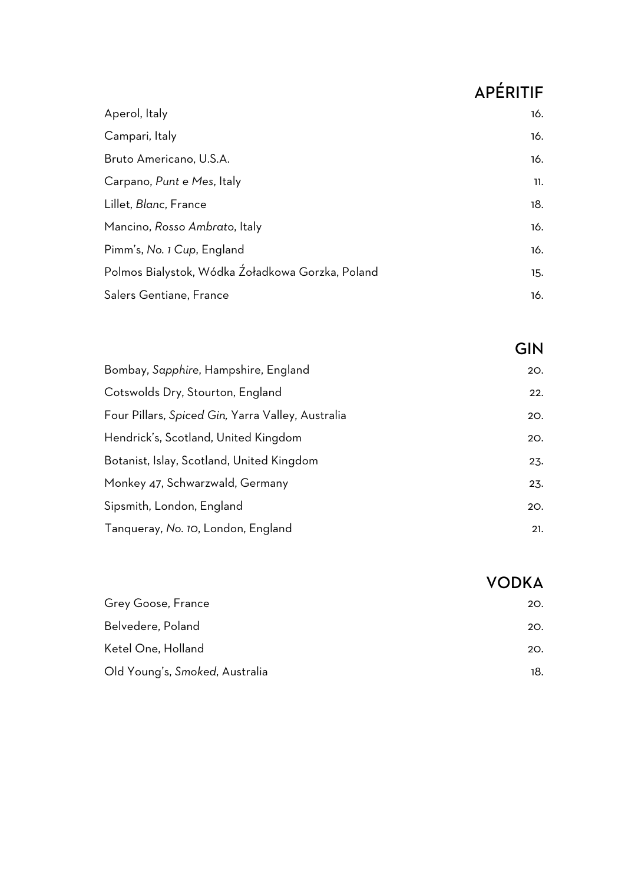## APÉRITIF

| | |
|---|---|
| Aperol, Italy | 16. |
| Campari, Italy | 16. |
| Bruto Americano, U.S.A. | 16. |
| Carpano, *Punt e Mes*, Italy | 11. |
| Lillet, *Blanc*, France | 18. |
| Mancino, *Rosso Ambrato*, Italy | 16. |
| Pimm's, *No. 1 Cup*, England | 16. |
| Polmos Bialystok, Wódka Źoładkowa Gorzka, Poland | 15. |
| Salers Gentiane, France | 16. |

## GIN

| | |
|---|---|
| Bombay, *Sapphire*, Hampshire, England | 20. |
| Cotswolds Dry, Stourton, England | 22. |
| Four Pillars, *Spiced Gin,* Yarra Valley, Australia | 20. |
| Hendrick's, Scotland, United Kingdom | 20. |
| Botanist, Islay, Scotland, United Kingdom | 23. |
| Monkey 47, Schwarzwald, Germany | 23. |
| Sipsmith, London, England | 20. |
| Tanqueray, *No. 10*, London, England | 21. |

## VODKA

| | |
|---|---|
| Grey Goose, France | 20. |
| Belvedere, Poland | 20. |
| Ketel One, Holland | 20. |
| Old Young's, *Smoked*, Australia | 18. |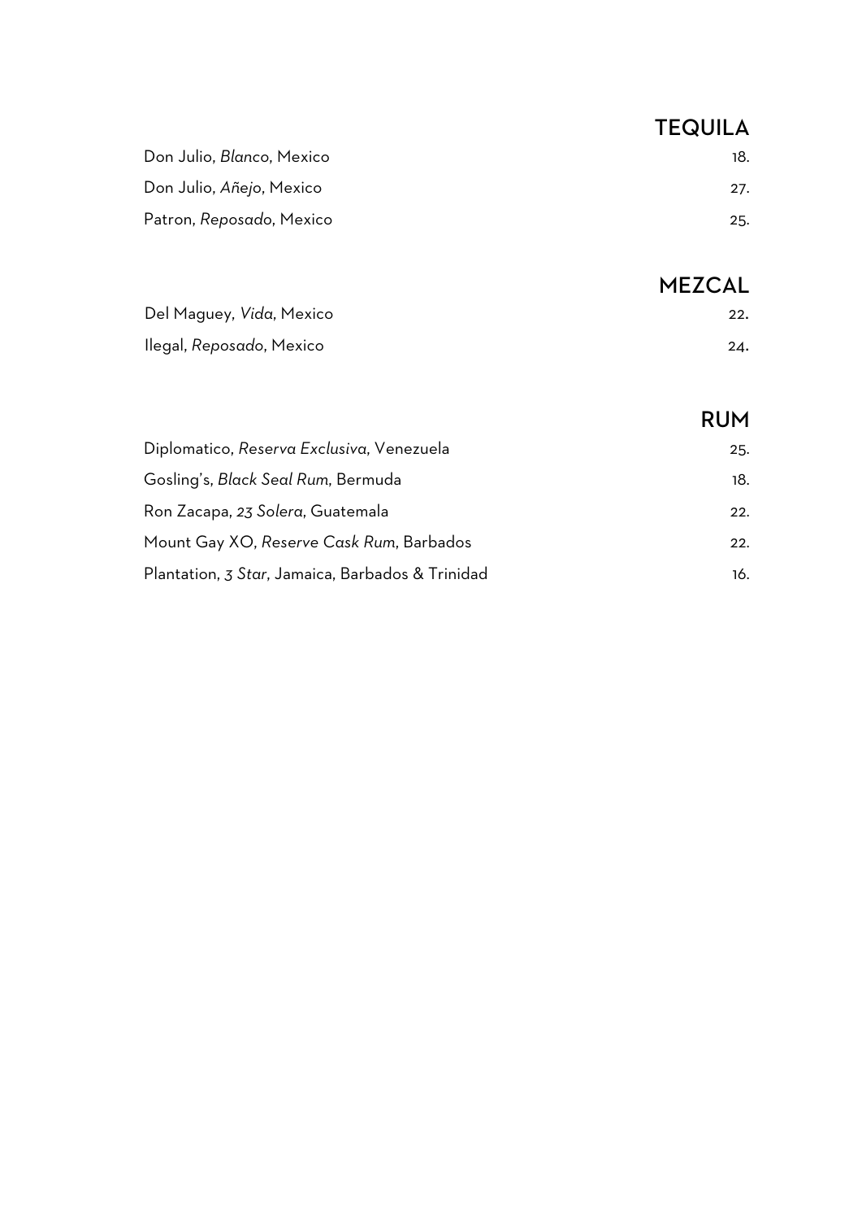## TEQUILA

| | |
|---|---|
| Don Julio, *Blanco*, Mexico | 18. |
| Don Julio, *Añejo*, Mexico | 27. |
| Patron, *Reposado*, Mexico | 25. |

## MEZCAL

| | |
|---|---|
| Del Maguey, *Vida*, Mexico | 22. |
| Ilegal, *Reposado*, Mexico | 24. |

## RUM

| | |
|---|---|
| Diplomatico, *Reserva Exclusiva*, Venezuela | 25. |
| Gosling's, *Black Seal Rum*, Bermuda | 18. |
| Ron Zacapa, *23 Solera*, Guatemala | 22. |
| Mount Gay XO, *Reserve Cask Rum*, Barbados | 22. |
| Plantation, *3 Star*, Jamaica, Barbados & Trinidad | 16. |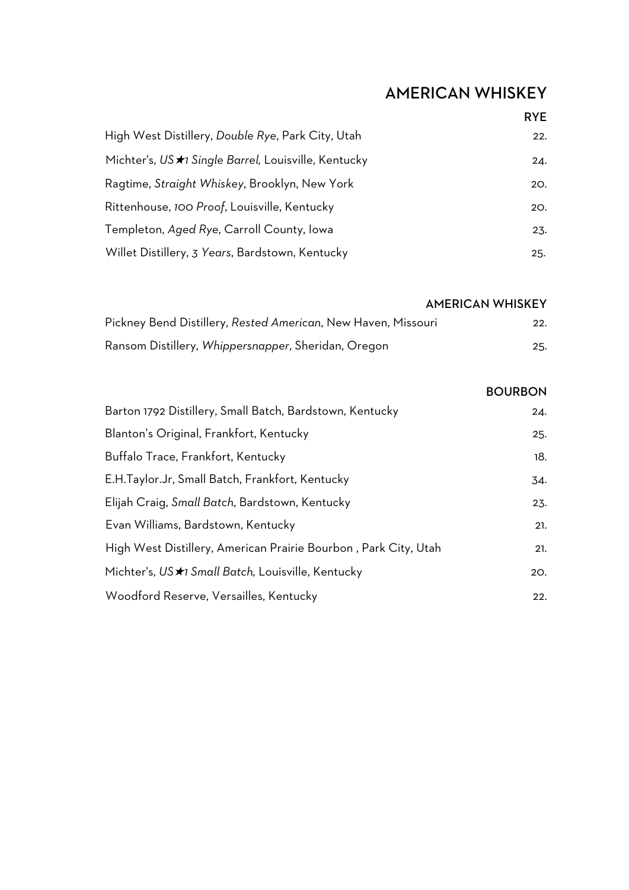# AMERICAN WHISKEY

## RYE

| | |
|---|---|
| High West Distillery, *Double Rye*, Park City, Utah | 22. |
| Michter's, *US★1 Single Barrel,* Louisville, Kentucky | 24. |
| Ragtime, *Straight Whiskey*, Brooklyn, New York | 20. |
| Rittenhouse, *100 Proof*, Louisville, Kentucky | 20. |
| Templeton, *Aged Rye*, Carroll County, Iowa | 23. |
| Willet Distillery, *3 Years*, Bardstown, Kentucky | 25. |

## AMERICAN WHISKEY

| | |
|---|---|
| Pickney Bend Distillery, *Rested American*, New Haven, Missouri | 22. |
| Ransom Distillery, *Whippersnapper*, Sheridan, Oregon | 25. |

## BOURBON

| | |
|---|---|
| Barton 1792 Distillery, Small Batch, Bardstown, Kentucky | 24. |
| Blanton's Original, Frankfort, Kentucky | 25. |
| Buffalo Trace, Frankfort, Kentucky | 18. |
| E.H.Taylor.Jr, Small Batch, Frankfort, Kentucky | 34. |
| Elijah Craig, *Small Batch*, Bardstown, Kentucky | 23. |
| Evan Williams, Bardstown, Kentucky | 21. |
| High West Distillery, American Prairie Bourbon , Park City, Utah | 21. |
| Michter's, *US★1 Small Batch,* Louisville, Kentucky | 20. |
| Woodford Reserve, Versailles, Kentucky | 22. |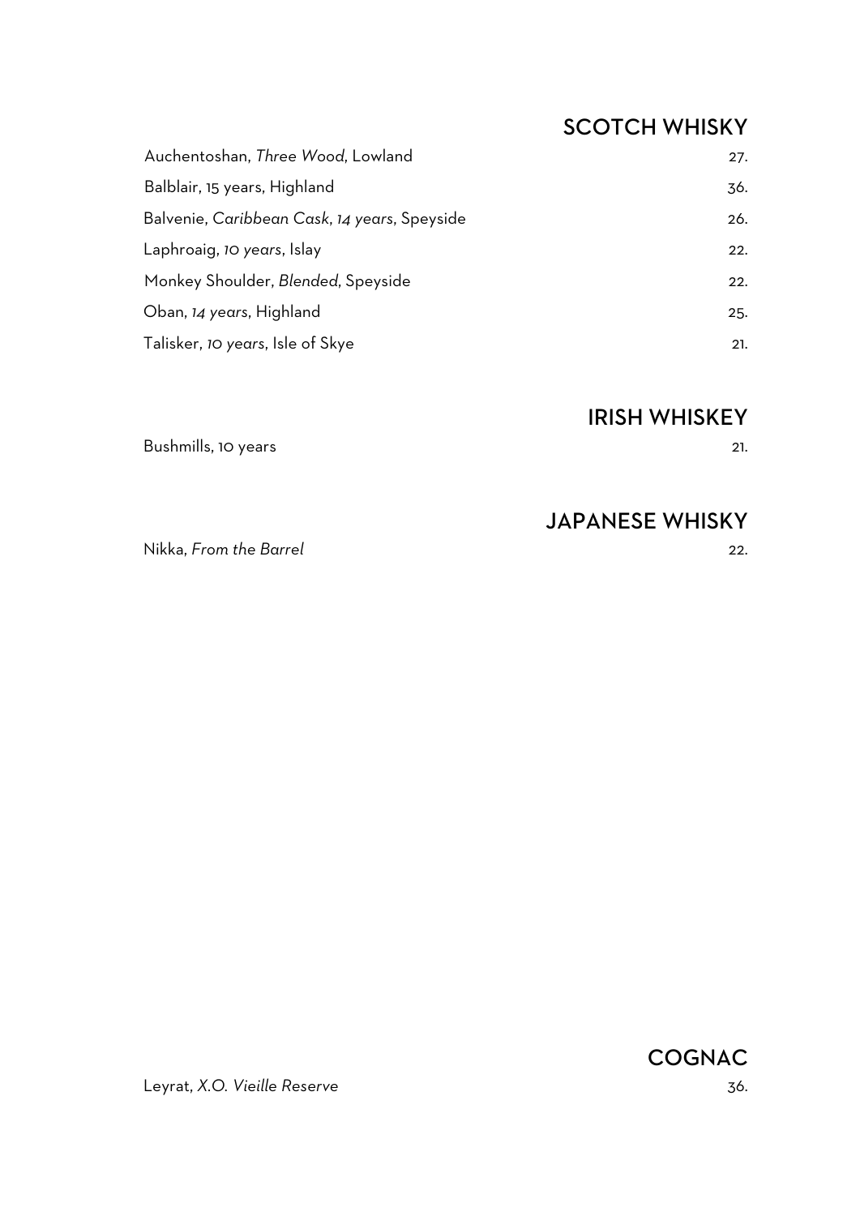## SCOTCH WHISKY

| | |
|---|---|
| Auchentoshan, *Three Wood*, Lowland | 27. |
| Balblair, 15 years, Highland | 36. |
| Balvenie, *Caribbean Cask*, *14 years*, Speyside | 26. |
| Laphroaig, *10 years*, Islay | 22. |
| Monkey Shoulder, *Blended*, Speyside | 22. |
| Oban, *14 years*, Highland | 25. |
| Talisker, *10 years*, Isle of Skye | 21. |

## IRISH WHISKEY

| | |
|---|---|
| Bushmills, 10 years | 21. |

## JAPANESE WHISKY

| | |
|---|---|
| Nikka, *From the Barrel* | 22. |

## COGNAC

| | |
|---|---|
| Leyrat, *X.O. Vieille Reserve* | 36. |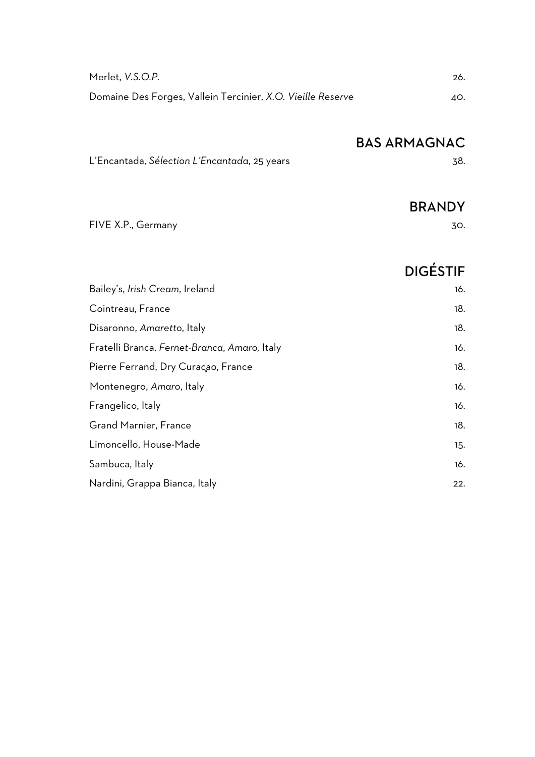| | |
|---|---|
| Merlet, *V.S.O.P.* | 26. |
| Domaine Des Forges, Vallein Tercinier, *X.O. Vieille Reserve* | 40. |

## BAS ARMAGNAC

| | |
|---|---|
| L'Encantada, *Sélection L'Encantada*, 25 years | 38. |

## BRANDY

| | |
|---|---|
| FIVE X.P., Germany | 30. |

## DIGÉSTIF

| | |
|---|---|
| Bailey's, *Irish Cream*, Ireland | 16. |
| Cointreau, France | 18. |
| Disaronno, *Amaretto*, Italy | 18. |
| Fratelli Branca, *Fernet-Branca*, *Amaro,* Italy | 16. |
| Pierre Ferrand, Dry Curaçao, France | 18. |
| Montenegro, *Amaro*, Italy | 16. |
| Frangelico, Italy | 16. |
| Grand Marnier, France | 18. |
| Limoncello, House-Made | 15. |
| Sambuca, Italy | 16. |
| Nardini, Grappa Bianca, Italy | 22. |